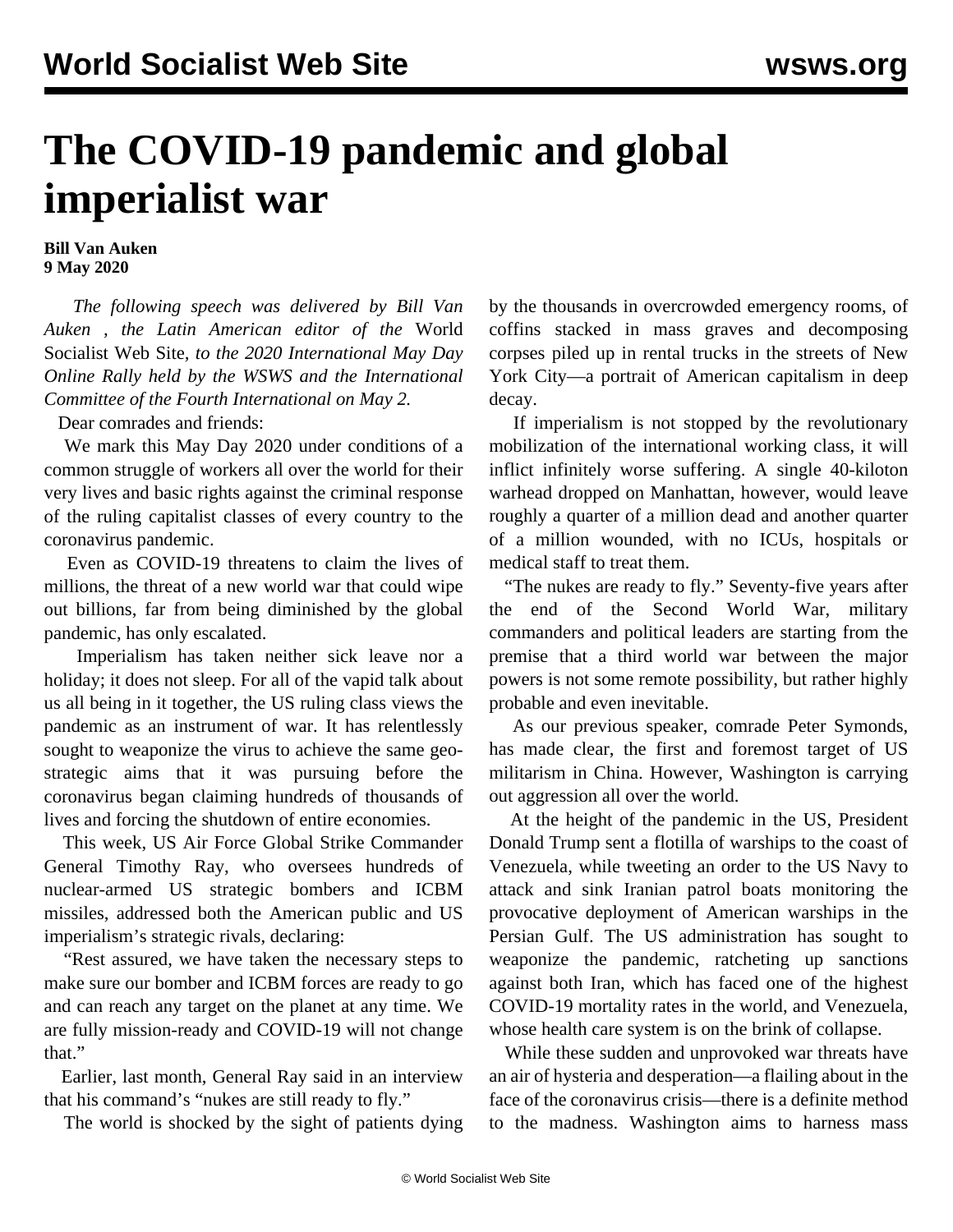# The COVID-19 pandemic and global imperialist war

**Bill Van Auken**
**9 May 2020**

*The following speech was delivered by Bill Van Auken , the Latin American editor of the* World Socialist Web Site, *to the 2020 International May Day Online Rally held by the WSWS and the International Committee of the Fourth International on May 2.*

Dear comrades and friends:

We mark this May Day 2020 under conditions of a common struggle of workers all over the world for their very lives and basic rights against the criminal response of the ruling capitalist classes of every country to the coronavirus pandemic.

Even as COVID-19 threatens to claim the lives of millions, the threat of a new world war that could wipe out billions, far from being diminished by the global pandemic, has only escalated.

Imperialism has taken neither sick leave nor a holiday; it does not sleep. For all of the vapid talk about us all being in it together, the US ruling class views the pandemic as an instrument of war. It has relentlessly sought to weaponize the virus to achieve the same geo-strategic aims that it was pursuing before the coronavirus began claiming hundreds of thousands of lives and forcing the shutdown of entire economies.

This week, US Air Force Global Strike Commander General Timothy Ray, who oversees hundreds of nuclear-armed US strategic bombers and ICBM missiles, addressed both the American public and US imperialism's strategic rivals, declaring:

"Rest assured, we have taken the necessary steps to make sure our bomber and ICBM forces are ready to go and can reach any target on the planet at any time. We are fully mission-ready and COVID-19 will not change that."

Earlier, last month, General Ray said in an interview that his command's "nukes are still ready to fly."

The world is shocked by the sight of patients dying by the thousands in overcrowded emergency rooms, of coffins stacked in mass graves and decomposing corpses piled up in rental trucks in the streets of New York City—a portrait of American capitalism in deep decay.

If imperialism is not stopped by the revolutionary mobilization of the international working class, it will inflict infinitely worse suffering. A single 40-kiloton warhead dropped on Manhattan, however, would leave roughly a quarter of a million dead and another quarter of a million wounded, with no ICUs, hospitals or medical staff to treat them.

"The nukes are ready to fly." Seventy-five years after the end of the Second World War, military commanders and political leaders are starting from the premise that a third world war between the major powers is not some remote possibility, but rather highly probable and even inevitable.

As our previous speaker, comrade Peter Symonds, has made clear, the first and foremost target of US militarism in China. However, Washington is carrying out aggression all over the world.

At the height of the pandemic in the US, President Donald Trump sent a flotilla of warships to the coast of Venezuela, while tweeting an order to the US Navy to attack and sink Iranian patrol boats monitoring the provocative deployment of American warships in the Persian Gulf. The US administration has sought to weaponize the pandemic, ratcheting up sanctions against both Iran, which has faced one of the highest COVID-19 mortality rates in the world, and Venezuela, whose health care system is on the brink of collapse.

While these sudden and unprovoked war threats have an air of hysteria and desperation—a flailing about in the face of the coronavirus crisis—there is a definite method to the madness. Washington aims to harness mass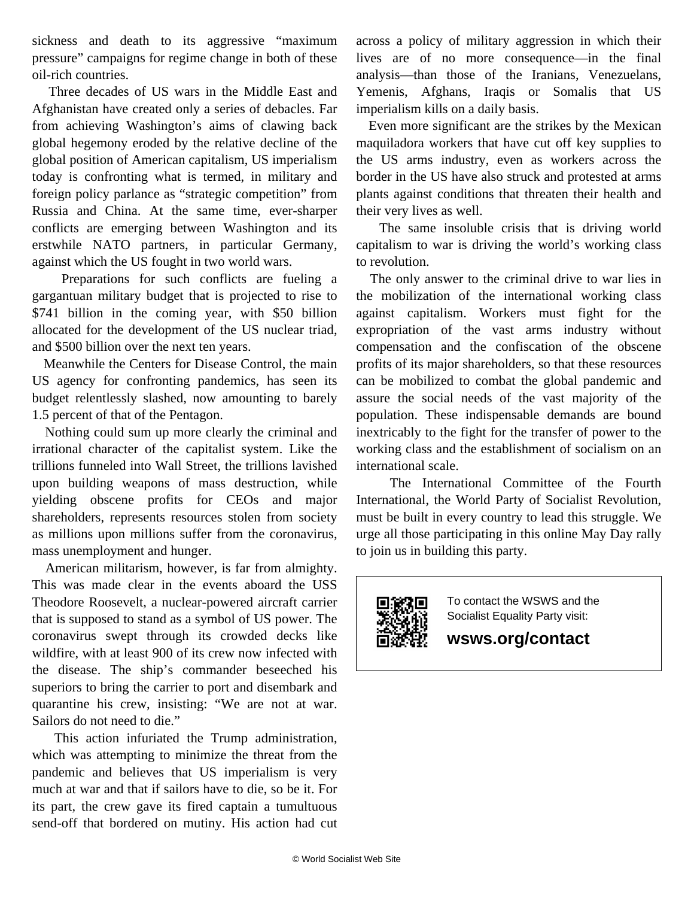sickness and death to its aggressive "maximum pressure" campaigns for regime change in both of these oil-rich countries.

Three decades of US wars in the Middle East and Afghanistan have created only a series of debacles. Far from achieving Washington's aims of clawing back global hegemony eroded by the relative decline of the global position of American capitalism, US imperialism today is confronting what is termed, in military and foreign policy parlance as "strategic competition" from Russia and China. At the same time, ever-sharper conflicts are emerging between Washington and its erstwhile NATO partners, in particular Germany, against which the US fought in two world wars.

Preparations for such conflicts are fueling a gargantuan military budget that is projected to rise to $741 billion in the coming year, with $50 billion allocated for the development of the US nuclear triad, and $500 billion over the next ten years.

Meanwhile the Centers for Disease Control, the main US agency for confronting pandemics, has seen its budget relentlessly slashed, now amounting to barely 1.5 percent of that of the Pentagon.

Nothing could sum up more clearly the criminal and irrational character of the capitalist system. Like the trillions funneled into Wall Street, the trillions lavished upon building weapons of mass destruction, while yielding obscene profits for CEOs and major shareholders, represents resources stolen from society as millions upon millions suffer from the coronavirus, mass unemployment and hunger.

American militarism, however, is far from almighty. This was made clear in the events aboard the USS Theodore Roosevelt, a nuclear-powered aircraft carrier that is supposed to stand as a symbol of US power. The coronavirus swept through its crowded decks like wildfire, with at least 900 of its crew now infected with the disease. The ship's commander beseeched his superiors to bring the carrier to port and disembark and quarantine his crew, insisting: "We are not at war. Sailors do not need to die."

This action infuriated the Trump administration, which was attempting to minimize the threat from the pandemic and believes that US imperialism is very much at war and that if sailors have to die, so be it. For its part, the crew gave its fired captain a tumultuous send-off that bordered on mutiny. His action had cut across a policy of military aggression in which their lives are of no more consequence—in the final analysis—than those of the Iranians, Venezuelans, Yemenis, Afghans, Iraqis or Somalis that US imperialism kills on a daily basis.

Even more significant are the strikes by the Mexican maquiladora workers that have cut off key supplies to the US arms industry, even as workers across the border in the US have also struck and protested at arms plants against conditions that threaten their health and their very lives as well.

The same insoluble crisis that is driving world capitalism to war is driving the world's working class to revolution.

The only answer to the criminal drive to war lies in the mobilization of the international working class against capitalism. Workers must fight for the expropriation of the vast arms industry without compensation and the confiscation of the obscene profits of its major shareholders, so that these resources can be mobilized to combat the global pandemic and assure the social needs of the vast majority of the population. These indispensable demands are bound inextricably to the fight for the transfer of power to the working class and the establishment of socialism on an international scale.

The International Committee of the Fourth International, the World Party of Socialist Revolution, must be built in every country to lead this struggle. We urge all those participating in this online May Day rally to join us in building this party.

To contact the WSWS and the Socialist Equality Party visit:

**wsws.org/contact**